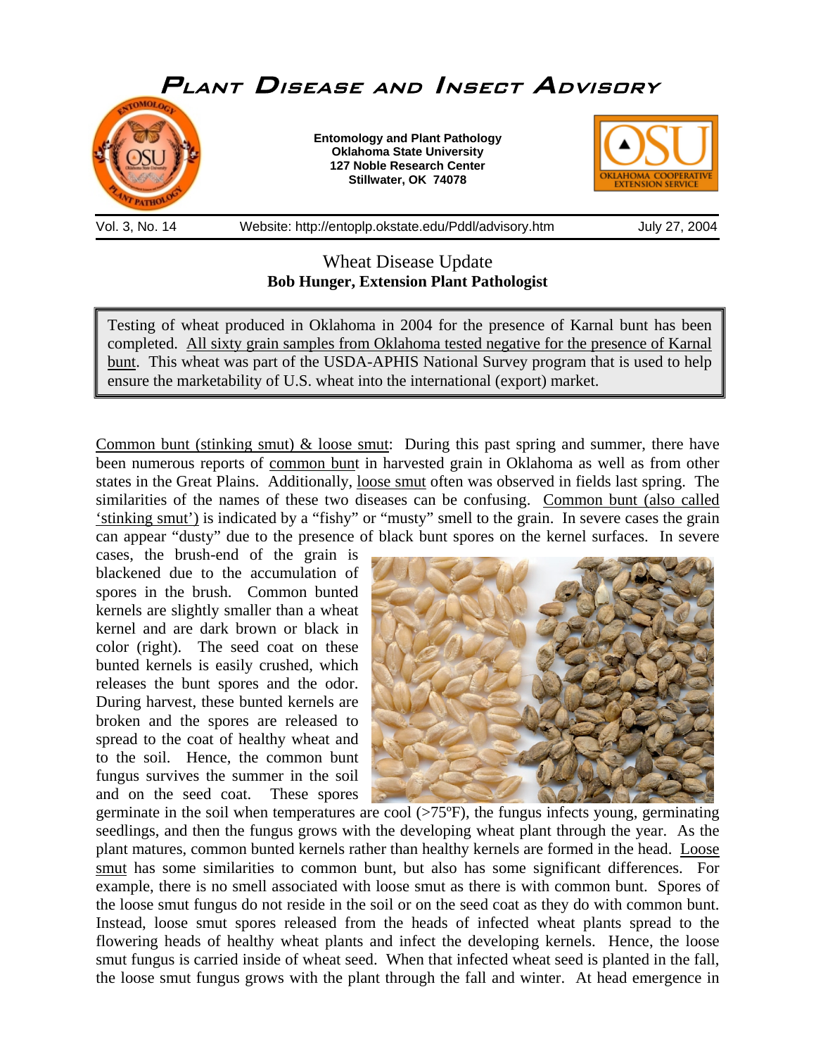# Plant Disease and Insect Advisory

**Entomology and Plant Pathology**
**Oklahoma State University**
**127 Noble Research Center**
**Stillwater, OK 74078**

Vol. 3, No. 14 | Website: http://entoplp.okstate.edu/Pddl/advisory.htm | July 27, 2004

## Wheat Disease Update

**Bob Hunger, Extension Plant Pathologist**

> Testing of wheat produced in Oklahoma in 2004 for the presence of Karnal bunt has been completed. All sixty grain samples from Oklahoma tested negative for the presence of Karnal bunt. This wheat was part of the USDA-APHIS National Survey program that is used to help ensure the marketability of U.S. wheat into the international (export) market.

Common bunt (stinking smut) & loose smut: During this past spring and summer, there have been numerous reports of common bunt in harvested grain in Oklahoma as well as from other states in the Great Plains. Additionally, loose smut often was observed in fields last spring. The similarities of the names of these two diseases can be confusing. Common bunt (also called 'stinking smut') is indicated by a "fishy" or "musty" smell to the grain. In severe cases the grain can appear "dusty" due to the presence of black bunt spores on the kernel surfaces. In severe cases, the brush-end of the grain is blackened due to the accumulation of spores in the brush. Common bunted kernels are slightly smaller than a wheat kernel and are dark brown or black in color (right). The seed coat on these bunted kernels is easily crushed, which releases the bunt spores and the odor. During harvest, these bunted kernels are broken and the spores are released to spread to the coat of healthy wheat and to the soil. Hence, the common bunt fungus survives the summer in the soil and on the seed coat. These spores germinate in the soil when temperatures are cool (>75ºF), the fungus infects young, germinating seedlings, and then the fungus grows with the developing wheat plant through the year. As the plant matures, common bunted kernels rather than healthy kernels are formed in the head. Loose smut has some similarities to common bunt, but also has some significant differences. For example, there is no smell associated with loose smut as there is with common bunt. Spores of the loose smut fungus do not reside in the soil or on the seed coat as they do with common bunt. Instead, loose smut spores released from the heads of infected wheat plants spread to the flowering heads of healthy wheat plants and infect the developing kernels. Hence, the loose smut fungus is carried inside of wheat seed. When that infected wheat seed is planted in the fall, the loose smut fungus grows with the plant through the fall and winter. At head emergence in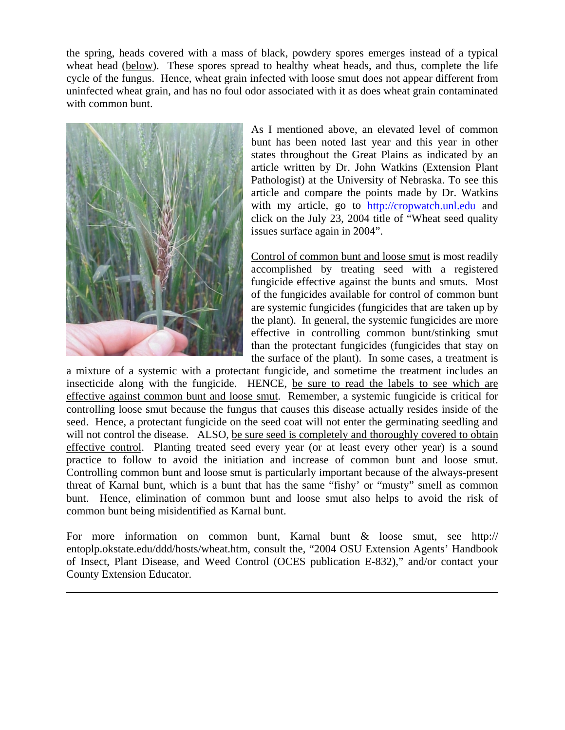the spring, heads covered with a mass of black, powdery spores emerges instead of a typical wheat head (below). These spores spread to healthy wheat heads, and thus, complete the life cycle of the fungus. Hence, wheat grain infected with loose smut does not appear different from uninfected wheat grain, and has no foul odor associated with it as does wheat grain contaminated with common bunt.

As I mentioned above, an elevated level of common bunt has been noted last year and this year in other states throughout the Great Plains as indicated by an article written by Dr. John Watkins (Extension Plant Pathologist) at the University of Nebraska. To see this article and compare the points made by Dr. Watkins with my article, go to http://cropwatch.unl.edu and click on the July 23, 2004 title of "Wheat seed quality issues surface again in 2004".

Control of common bunt and loose smut is most readily accomplished by treating seed with a registered fungicide effective against the bunts and smuts. Most of the fungicides available for control of common bunt are systemic fungicides (fungicides that are taken up by the plant). In general, the systemic fungicides are more effective in controlling common bunt/stinking smut than the protectant fungicides (fungicides that stay on the surface of the plant). In some cases, a treatment is a mixture of a systemic with a protectant fungicide, and sometime the treatment includes an insecticide along with the fungicide. HENCE, be sure to read the labels to see which are effective against common bunt and loose smut. Remember, a systemic fungicide is critical for controlling loose smut because the fungus that causes this disease actually resides inside of the seed. Hence, a protectant fungicide on the seed coat will not enter the germinating seedling and will not control the disease. ALSO, be sure seed is completely and thoroughly covered to obtain effective control. Planting treated seed every year (or at least every other year) is a sound practice to follow to avoid the initiation and increase of common bunt and loose smut. Controlling common bunt and loose smut is particularly important because of the always-present threat of Karnal bunt, which is a bunt that has the same "fishy' or "musty" smell as common bunt. Hence, elimination of common bunt and loose smut also helps to avoid the risk of common bunt being misidentified as Karnal bunt.

For more information on common bunt, Karnal bunt & loose smut, see http://entoplp.okstate.edu/ddd/hosts/wheat.htm, consult the, "2004 OSU Extension Agents' Handbook of Insect, Plant Disease, and Weed Control (OCES publication E-832)," and/or contact your County Extension Educator.

---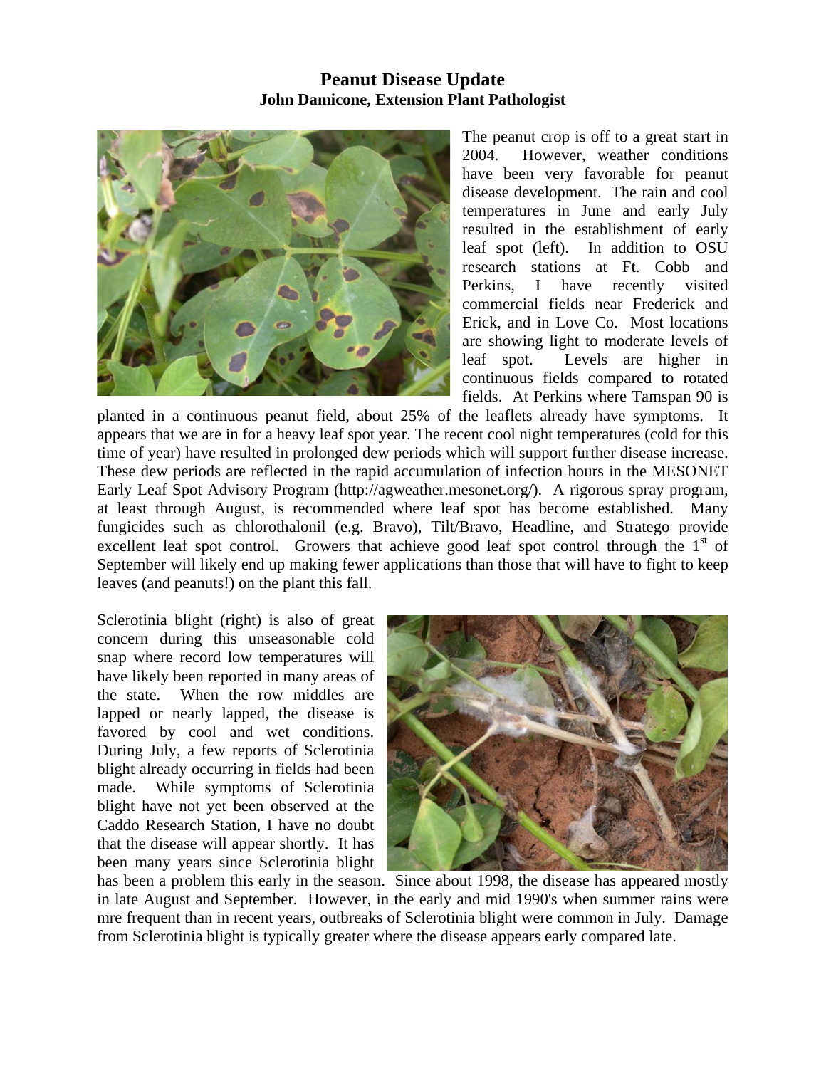## Peanut Disease Update
**John Damicone, Extension Plant Pathologist**

The peanut crop is off to a great start in 2004. However, weather conditions have been very favorable for peanut disease development. The rain and cool temperatures in June and early July resulted in the establishment of early leaf spot (left). In addition to OSU research stations at Ft. Cobb and Perkins, I have recently visited commercial fields near Frederick and Erick, and in Love Co. Most locations are showing light to moderate levels of leaf spot. Levels are higher in continuous fields compared to rotated fields. At Perkins where Tamspan 90 is planted in a continuous peanut field, about 25% of the leaflets already have symptoms. It appears that we are in for a heavy leaf spot year. The recent cool night temperatures (cold for this time of year) have resulted in prolonged dew periods which will support further disease increase. These dew periods are reflected in the rapid accumulation of infection hours in the MESONET Early Leaf Spot Advisory Program (http://agweather.mesonet.org/). A rigorous spray program, at least through August, is recommended where leaf spot has become established. Many fungicides such as chlorothalonil (e.g. Bravo), Tilt/Bravo, Headline, and Stratego provide excellent leaf spot control. Growers that achieve good leaf spot control through the 1st of September will likely end up making fewer applications than those that will have to fight to keep leaves (and peanuts!) on the plant this fall.

Sclerotinia blight (right) is also of great concern during this unseasonable cold snap where record low temperatures will have likely been reported in many areas of the state. When the row middles are lapped or nearly lapped, the disease is favored by cool and wet conditions. During July, a few reports of Sclerotinia blight already occurring in fields had been made. While symptoms of Sclerotinia blight have not yet been observed at the Caddo Research Station, I have no doubt that the disease will appear shortly. It has been many years since Sclerotinia blight has been a problem this early in the season. Since about 1998, the disease has appeared mostly in late August and September. However, in the early and mid 1990's when summer rains were mre frequent than in recent years, outbreaks of Sclerotinia blight were common in July. Damage from Sclerotinia blight is typically greater where the disease appears early compared late.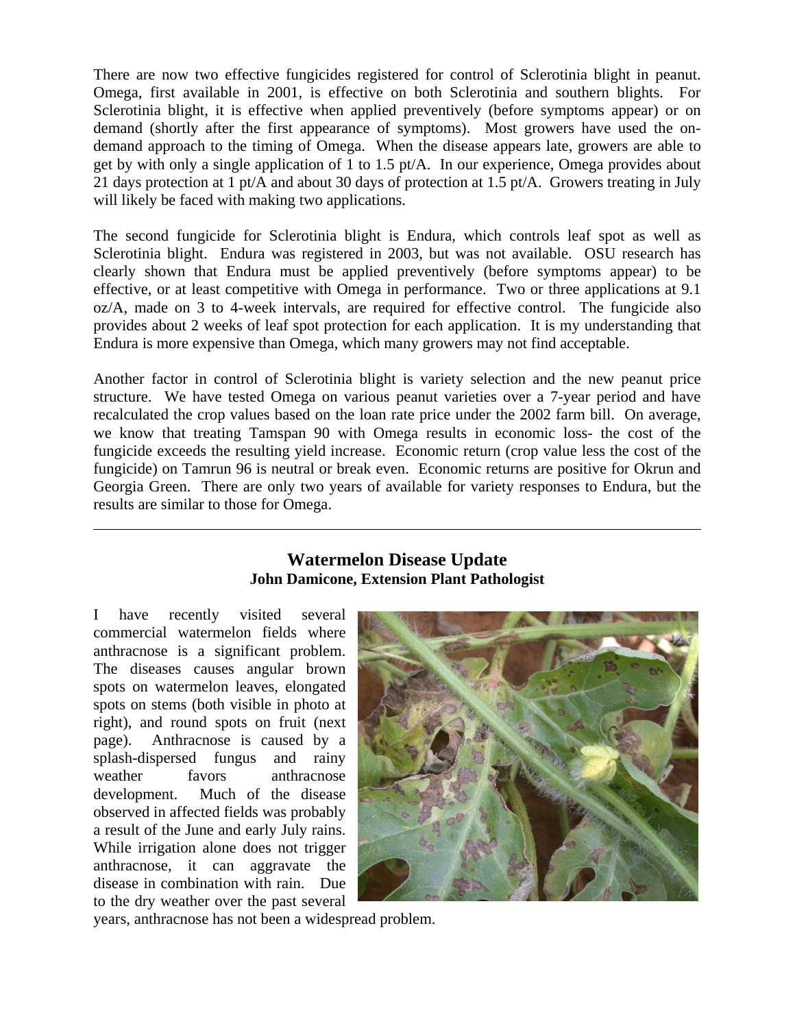There are now two effective fungicides registered for control of Sclerotinia blight in peanut. Omega, first available in 2001, is effective on both Sclerotinia and southern blights. For Sclerotinia blight, it is effective when applied preventively (before symptoms appear) or on demand (shortly after the first appearance of symptoms). Most growers have used the on-demand approach to the timing of Omega. When the disease appears late, growers are able to get by with only a single application of 1 to 1.5 pt/A. In our experience, Omega provides about 21 days protection at 1 pt/A and about 30 days of protection at 1.5 pt/A. Growers treating in July will likely be faced with making two applications.

The second fungicide for Sclerotinia blight is Endura, which controls leaf spot as well as Sclerotinia blight. Endura was registered in 2003, but was not available. OSU research has clearly shown that Endura must be applied preventively (before symptoms appear) to be effective, or at least competitive with Omega in performance. Two or three applications at 9.1 oz/A, made on 3 to 4-week intervals, are required for effective control. The fungicide also provides about 2 weeks of leaf spot protection for each application. It is my understanding that Endura is more expensive than Omega, which many growers may not find acceptable.

Another factor in control of Sclerotinia blight is variety selection and the new peanut price structure. We have tested Omega on various peanut varieties over a 7-year period and have recalculated the crop values based on the loan rate price under the 2002 farm bill. On average, we know that treating Tamspan 90 with Omega results in economic loss- the cost of the fungicide exceeds the resulting yield increase. Economic return (crop value less the cost of the fungicide) on Tamrun 96 is neutral or break even. Economic returns are positive for Okrun and Georgia Green. There are only two years of available for variety responses to Endura, but the results are similar to those for Omega.

---

## Watermelon Disease Update

**John Damicone, Extension Plant Pathologist**

I have recently visited several commercial watermelon fields where anthracnose is a significant problem. The diseases causes angular brown spots on watermelon leaves, elongated spots on stems (both visible in photo at right), and round spots on fruit (next page). Anthracnose is caused by a splash-dispersed fungus and rainy weather favors anthracnose development. Much of the disease observed in affected fields was probably a result of the June and early July rains. While irrigation alone does not trigger anthracnose, it can aggravate the disease in combination with rain. Due to the dry weather over the past several years, anthracnose has not been a widespread problem.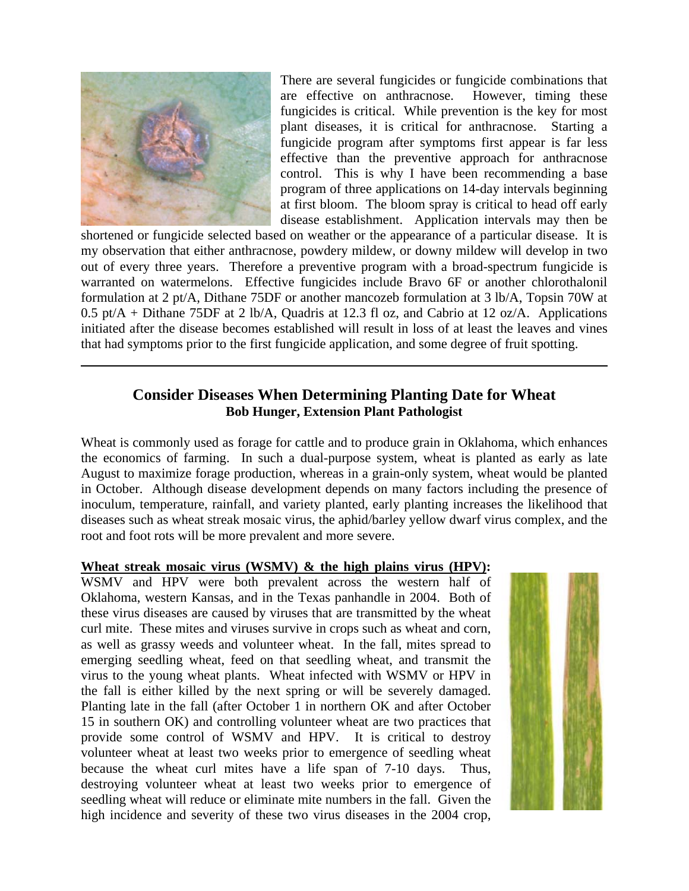There are several fungicides or fungicide combinations that are effective on anthracnose. However, timing these fungicides is critical. While prevention is the key for most plant diseases, it is critical for anthracnose. Starting a fungicide program after symptoms first appear is far less effective than the preventive approach for anthracnose control. This is why I have been recommending a base program of three applications on 14-day intervals beginning at first bloom. The bloom spray is critical to head off early disease establishment. Application intervals may then be shortened or fungicide selected based on weather or the appearance of a particular disease. It is my observation that either anthracnose, powdery mildew, or downy mildew will develop in two out of every three years. Therefore a preventive program with a broad-spectrum fungicide is warranted on watermelons. Effective fungicides include Bravo 6F or another chlorothalonil formulation at 2 pt/A, Dithane 75DF or another mancozeb formulation at 3 lb/A, Topsin 70W at 0.5 pt/A + Dithane 75DF at 2 lb/A, Quadris at 12.3 fl oz, and Cabrio at 12 oz/A. Applications initiated after the disease becomes established will result in loss of at least the leaves and vines that had symptoms prior to the first fungicide application, and some degree of fruit spotting.

---

## Consider Diseases When Determining Planting Date for Wheat

**Bob Hunger, Extension Plant Pathologist**

Wheat is commonly used as forage for cattle and to produce grain in Oklahoma, which enhances the economics of farming. In such a dual-purpose system, wheat is planted as early as late August to maximize forage production, whereas in a grain-only system, wheat would be planted in October. Although disease development depends on many factors including the presence of inoculum, temperature, rainfall, and variety planted, early planting increases the likelihood that diseases such as wheat streak mosaic virus, the aphid/barley yellow dwarf virus complex, and the root and foot rots will be more prevalent and more severe.

**Wheat streak mosaic virus (WSMV) & the high plains virus (HPV):** WSMV and HPV were both prevalent across the western half of Oklahoma, western Kansas, and in the Texas panhandle in 2004. Both of these virus diseases are caused by viruses that are transmitted by the wheat curl mite. These mites and viruses survive in crops such as wheat and corn, as well as grassy weeds and volunteer wheat. In the fall, mites spread to emerging seedling wheat, feed on that seedling wheat, and transmit the virus to the young wheat plants. Wheat infected with WSMV or HPV in the fall is either killed by the next spring or will be severely damaged. Planting late in the fall (after October 1 in northern OK and after October 15 in southern OK) and controlling volunteer wheat are two practices that provide some control of WSMV and HPV. It is critical to destroy volunteer wheat at least two weeks prior to emergence of seedling wheat because the wheat curl mites have a life span of 7-10 days. Thus, destroying volunteer wheat at least two weeks prior to emergence of seedling wheat will reduce or eliminate mite numbers in the fall. Given the high incidence and severity of these two virus diseases in the 2004 crop,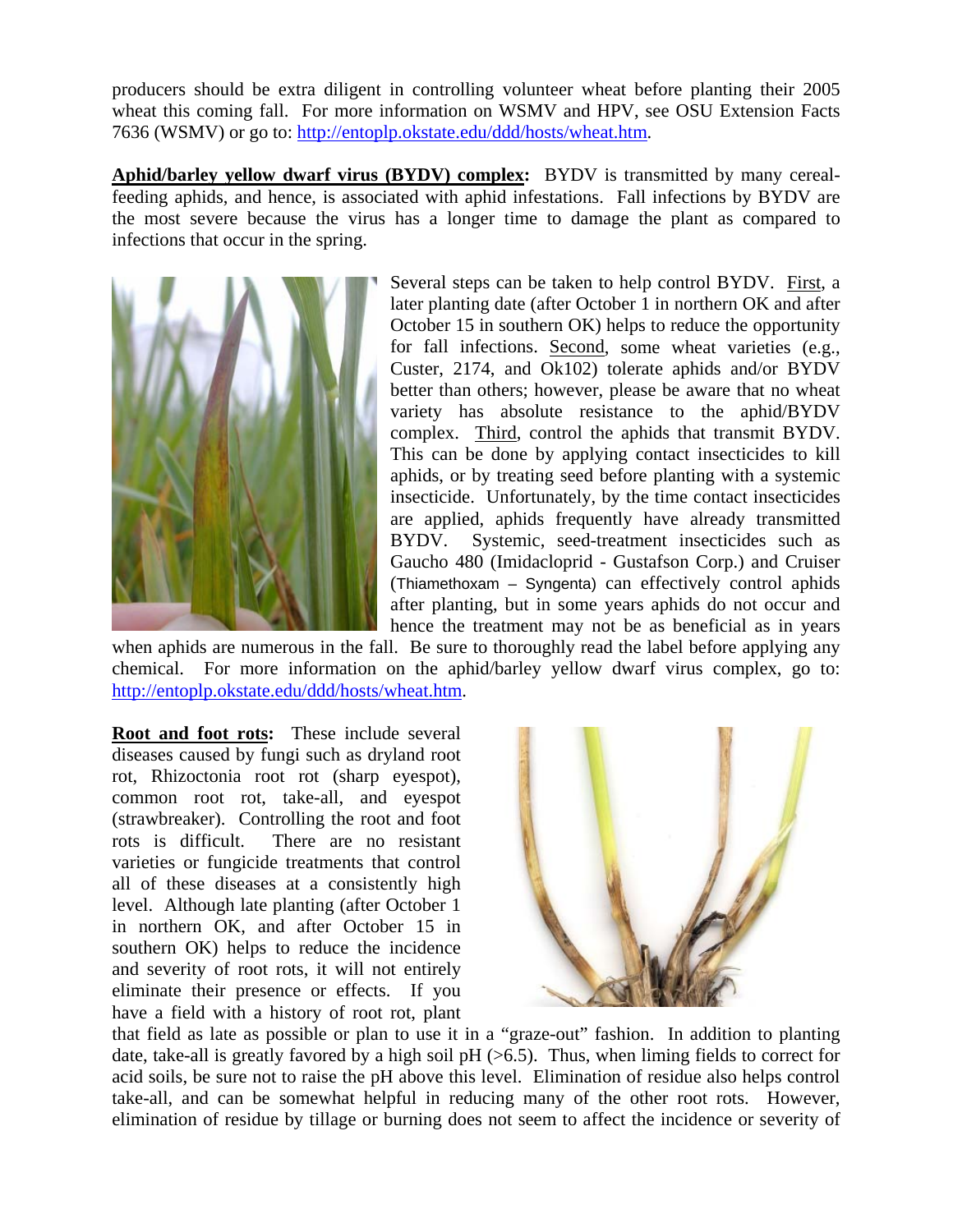producers should be extra diligent in controlling volunteer wheat before planting their 2005 wheat this coming fall. For more information on WSMV and HPV, see OSU Extension Facts 7636 (WSMV) or go to: http://entoplp.okstate.edu/ddd/hosts/wheat.htm.

**Aphid/barley yellow dwarf virus (BYDV) complex:** BYDV is transmitted by many cereal-feeding aphids, and hence, is associated with aphid infestations. Fall infections by BYDV are the most severe because the virus has a longer time to damage the plant as compared to infections that occur in the spring.

Several steps can be taken to help control BYDV. First, a later planting date (after October 1 in northern OK and after October 15 in southern OK) helps to reduce the opportunity for fall infections. Second, some wheat varieties (e.g., Custer, 2174, and Ok102) tolerate aphids and/or BYDV better than others; however, please be aware that no wheat variety has absolute resistance to the aphid/BYDV complex. Third, control the aphids that transmit BYDV. This can be done by applying contact insecticides to kill aphids, or by treating seed before planting with a systemic insecticide. Unfortunately, by the time contact insecticides are applied, aphids frequently have already transmitted BYDV. Systemic, seed-treatment insecticides such as Gaucho 480 (Imidacloprid - Gustafson Corp.) and Cruiser (Thiamethoxam – Syngenta) can effectively control aphids after planting, but in some years aphids do not occur and hence the treatment may not be as beneficial as in years when aphids are numerous in the fall. Be sure to thoroughly read the label before applying any chemical. For more information on the aphid/barley yellow dwarf virus complex, go to: http://entoplp.okstate.edu/ddd/hosts/wheat.htm.

**Root and foot rots:** These include several diseases caused by fungi such as dryland root rot, Rhizoctonia root rot (sharp eyespot), common root rot, take-all, and eyespot (strawbreaker). Controlling the root and foot rots is difficult. There are no resistant varieties or fungicide treatments that control all of these diseases at a consistently high level. Although late planting (after October 1 in northern OK, and after October 15 in southern OK) helps to reduce the incidence and severity of root rots, it will not entirely eliminate their presence or effects. If you have a field with a history of root rot, plant that field as late as possible or plan to use it in a "graze-out" fashion. In addition to planting date, take-all is greatly favored by a high soil pH (>6.5). Thus, when liming fields to correct for acid soils, be sure not to raise the pH above this level. Elimination of residue also helps control take-all, and can be somewhat helpful in reducing many of the other root rots. However, elimination of residue by tillage or burning does not seem to affect the incidence or severity of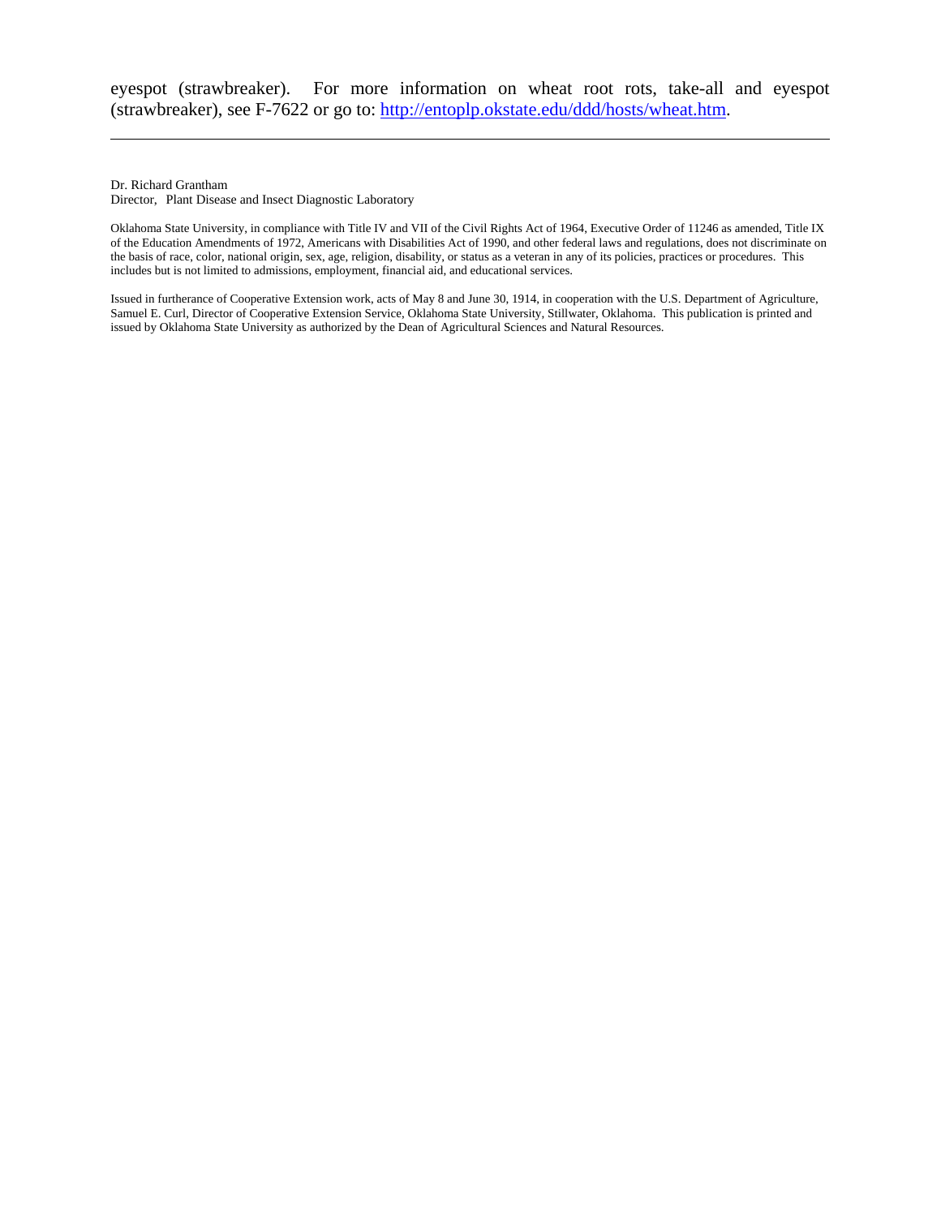eyespot (strawbreaker). For more information on wheat root rots, take-all and eyespot (strawbreaker), see F-7622 or go to: http://entoplp.okstate.edu/ddd/hosts/wheat.htm.

---

Dr. Richard Grantham
Director, Plant Disease and Insect Diagnostic Laboratory

Oklahoma State University, in compliance with Title IV and VII of the Civil Rights Act of 1964, Executive Order of 11246 as amended, Title IX of the Education Amendments of 1972, Americans with Disabilities Act of 1990, and other federal laws and regulations, does not discriminate on the basis of race, color, national origin, sex, age, religion, disability, or status as a veteran in any of its policies, practices or procedures. This includes but is not limited to admissions, employment, financial aid, and educational services.

Issued in furtherance of Cooperative Extension work, acts of May 8 and June 30, 1914, in cooperation with the U.S. Department of Agriculture, Samuel E. Curl, Director of Cooperative Extension Service, Oklahoma State University, Stillwater, Oklahoma. This publication is printed and issued by Oklahoma State University as authorized by the Dean of Agricultural Sciences and Natural Resources.